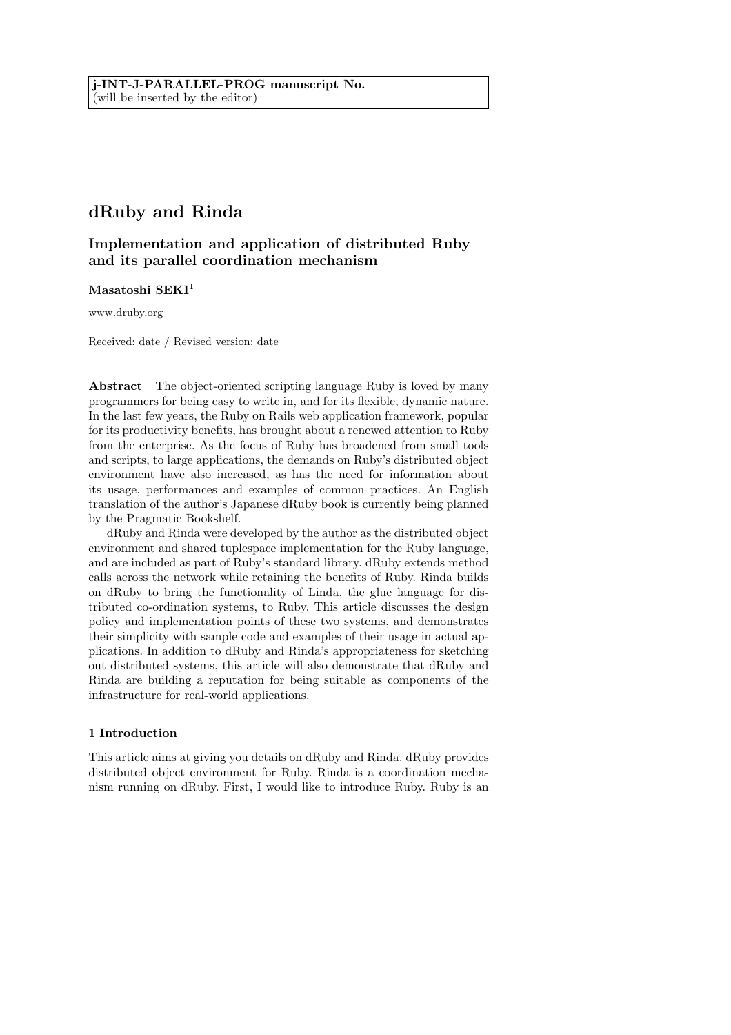**j-INT-J-PARALLEL-PROG manuscript No.**
(will be inserted by the editor)

# dRuby and Rinda

## Implementation and application of distributed Ruby and its parallel coordination mechanism

**Masatoshi SEKI**[1]

www.druby.org

Received: date / Revised version: date

**Abstract** The object-oriented scripting language Ruby is loved by many programmers for being easy to write in, and for its flexible, dynamic nature. In the last few years, the Ruby on Rails web application framework, popular for its productivity benefits, has brought about a renewed attention to Ruby from the enterprise. As the focus of Ruby has broadened from small tools and scripts, to large applications, the demands on Ruby's distributed object environment have also increased, as has the need for information about its usage, performances and examples of common practices. An English translation of the author's Japanese dRuby book is currently being planned by the Pragmatic Bookshelf.

dRuby and Rinda were developed by the author as the distributed object environment and shared tuplespace implementation for the Ruby language, and are included as part of Ruby's standard library. dRuby extends method calls across the network while retaining the benefits of Ruby. Rinda builds on dRuby to bring the functionality of Linda, the glue language for distributed co-ordination systems, to Ruby. This article discusses the design policy and implementation points of these two systems, and demonstrates their simplicity with sample code and examples of their usage in actual applications. In addition to dRuby and Rinda's appropriateness for sketching out distributed systems, this article will also demonstrate that dRuby and Rinda are building a reputation for being suitable as components of the infrastructure for real-world applications.

### 1 Introduction

This article aims at giving you details on dRuby and Rinda. dRuby provides distributed object environment for Ruby. Rinda is a coordination mechanism running on dRuby. First, I would like to introduce Ruby. Ruby is an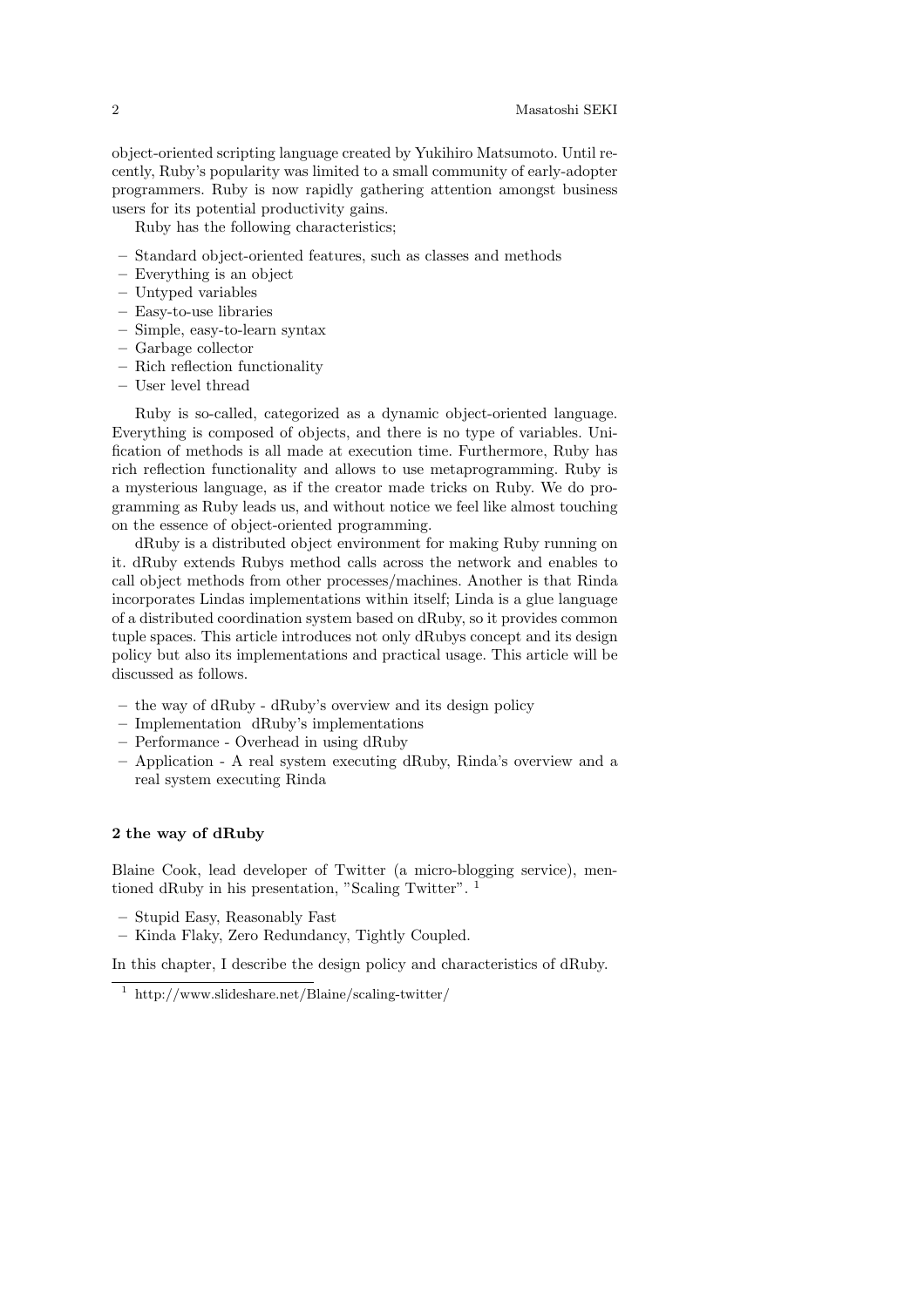object-oriented scripting language created by Yukihiro Matsumoto. Until recently, Ruby's popularity was limited to a small community of early-adopter programmers. Ruby is now rapidly gathering attention amongst business users for its potential productivity gains.

Ruby has the following characteristics;

- Standard object-oriented features, such as classes and methods
- Everything is an object
- Untyped variables
- Easy-to-use libraries
- Simple, easy-to-learn syntax
- Garbage collector
- Rich reflection functionality
- User level thread

Ruby is so-called, categorized as a dynamic object-oriented language. Everything is composed of objects, and there is no type of variables. Unification of methods is all made at execution time. Furthermore, Ruby has rich reflection functionality and allows to use metaprogramming. Ruby is a mysterious language, as if the creator made tricks on Ruby. We do programming as Ruby leads us, and without notice we feel like almost touching on the essence of object-oriented programming.

dRuby is a distributed object environment for making Ruby running on it. dRuby extends Rubys method calls across the network and enables to call object methods from other processes/machines. Another is that Rinda incorporates Lindas implementations within itself; Linda is a glue language of a distributed coordination system based on dRuby, so it provides common tuple spaces. This article introduces not only dRubys concept and its design policy but also its implementations and practical usage. This article will be discussed as follows.

- the way of dRuby - dRuby's overview and its design policy
- Implementation dRuby's implementations
- Performance - Overhead in using dRuby
- Application - A real system executing dRuby, Rinda's overview and a real system executing Rinda

## 2 the way of dRuby

Blaine Cook, lead developer of Twitter (a micro-blogging service), mentioned dRuby in his presentation, "Scaling Twitter". [1]

- Stupid Easy, Reasonably Fast
- Kinda Flaky, Zero Redundancy, Tightly Coupled.

In this chapter, I describe the design policy and characteristics of dRuby.

[1] http://www.slideshare.net/Blaine/scaling-twitter/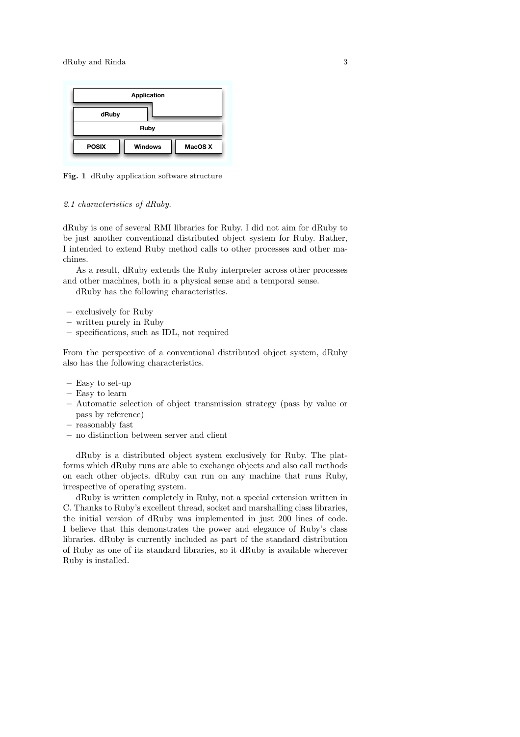Application

dRuby

Ruby

POSIX | Windows | MacOS X

**Fig. 1** dRuby application software structure

*2.1 characteristics of dRuby.*

dRuby is one of several RMI libraries for Ruby. I did not aim for dRuby to be just another conventional distributed object system for Ruby. Rather, I intended to extend Ruby method calls to other processes and other machines.

As a result, dRuby extends the Ruby interpreter across other processes and other machines, both in a physical sense and a temporal sense.

dRuby has the following characteristics.

- exclusively for Ruby
- written purely in Ruby
- specifications, such as IDL, not required

From the perspective of a conventional distributed object system, dRuby also has the following characteristics.

- Easy to set-up
- Easy to learn
- Automatic selection of object transmission strategy (pass by value or pass by reference)
- reasonably fast
- no distinction between server and client

dRuby is a distributed object system exclusively for Ruby. The platforms which dRuby runs are able to exchange objects and also call methods on each other objects. dRuby can run on any machine that runs Ruby, irrespective of operating system.

dRuby is written completely in Ruby, not a special extension written in C. Thanks to Ruby's excellent thread, socket and marshalling class libraries, the initial version of dRuby was implemented in just 200 lines of code. I believe that this demonstrates the power and elegance of Ruby's class libraries. dRuby is currently included as part of the standard distribution of Ruby as one of its standard libraries, so it dRuby is available wherever Ruby is installed.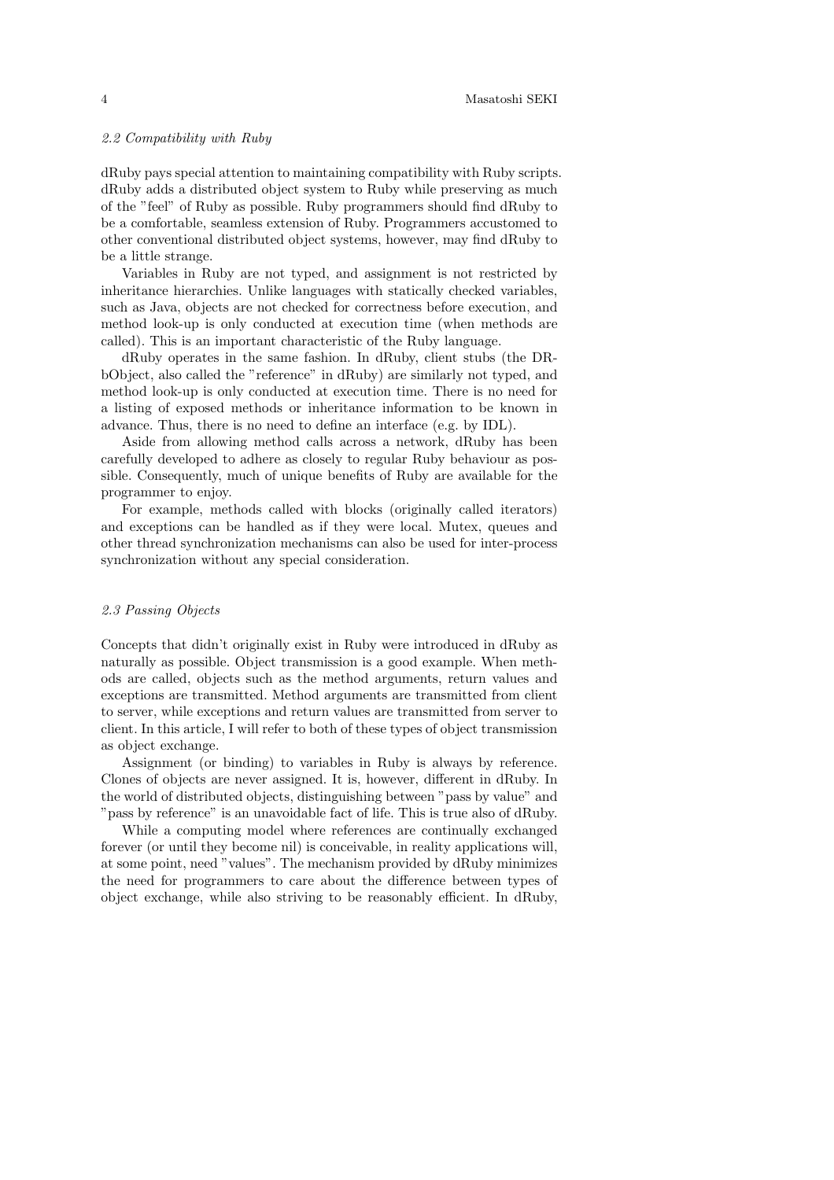### *2.2 Compatibility with Ruby*

dRuby pays special attention to maintaining compatibility with Ruby scripts. dRuby adds a distributed object system to Ruby while preserving as much of the "feel" of Ruby as possible. Ruby programmers should find dRuby to be a comfortable, seamless extension of Ruby. Programmers accustomed to other conventional distributed object systems, however, may find dRuby to be a little strange.

Variables in Ruby are not typed, and assignment is not restricted by inheritance hierarchies. Unlike languages with statically checked variables, such as Java, objects are not checked for correctness before execution, and method look-up is only conducted at execution time (when methods are called). This is an important characteristic of the Ruby language.

dRuby operates in the same fashion. In dRuby, client stubs (the DRbObject, also called the "reference" in dRuby) are similarly not typed, and method look-up is only conducted at execution time. There is no need for a listing of exposed methods or inheritance information to be known in advance. Thus, there is no need to define an interface (e.g. by IDL).

Aside from allowing method calls across a network, dRuby has been carefully developed to adhere as closely to regular Ruby behaviour as possible. Consequently, much of unique benefits of Ruby are available for the programmer to enjoy.

For example, methods called with blocks (originally called iterators) and exceptions can be handled as if they were local. Mutex, queues and other thread synchronization mechanisms can also be used for inter-process synchronization without any special consideration.

### *2.3 Passing Objects*

Concepts that didn't originally exist in Ruby were introduced in dRuby as naturally as possible. Object transmission is a good example. When methods are called, objects such as the method arguments, return values and exceptions are transmitted. Method arguments are transmitted from client to server, while exceptions and return values are transmitted from server to client. In this article, I will refer to both of these types of object transmission as object exchange.

Assignment (or binding) to variables in Ruby is always by reference. Clones of objects are never assigned. It is, however, different in dRuby. In the world of distributed objects, distinguishing between "pass by value" and "pass by reference" is an unavoidable fact of life. This is true also of dRuby.

While a computing model where references are continually exchanged forever (or until they become nil) is conceivable, in reality applications will, at some point, need "values". The mechanism provided by dRuby minimizes the need for programmers to care about the difference between types of object exchange, while also striving to be reasonably efficient. In dRuby,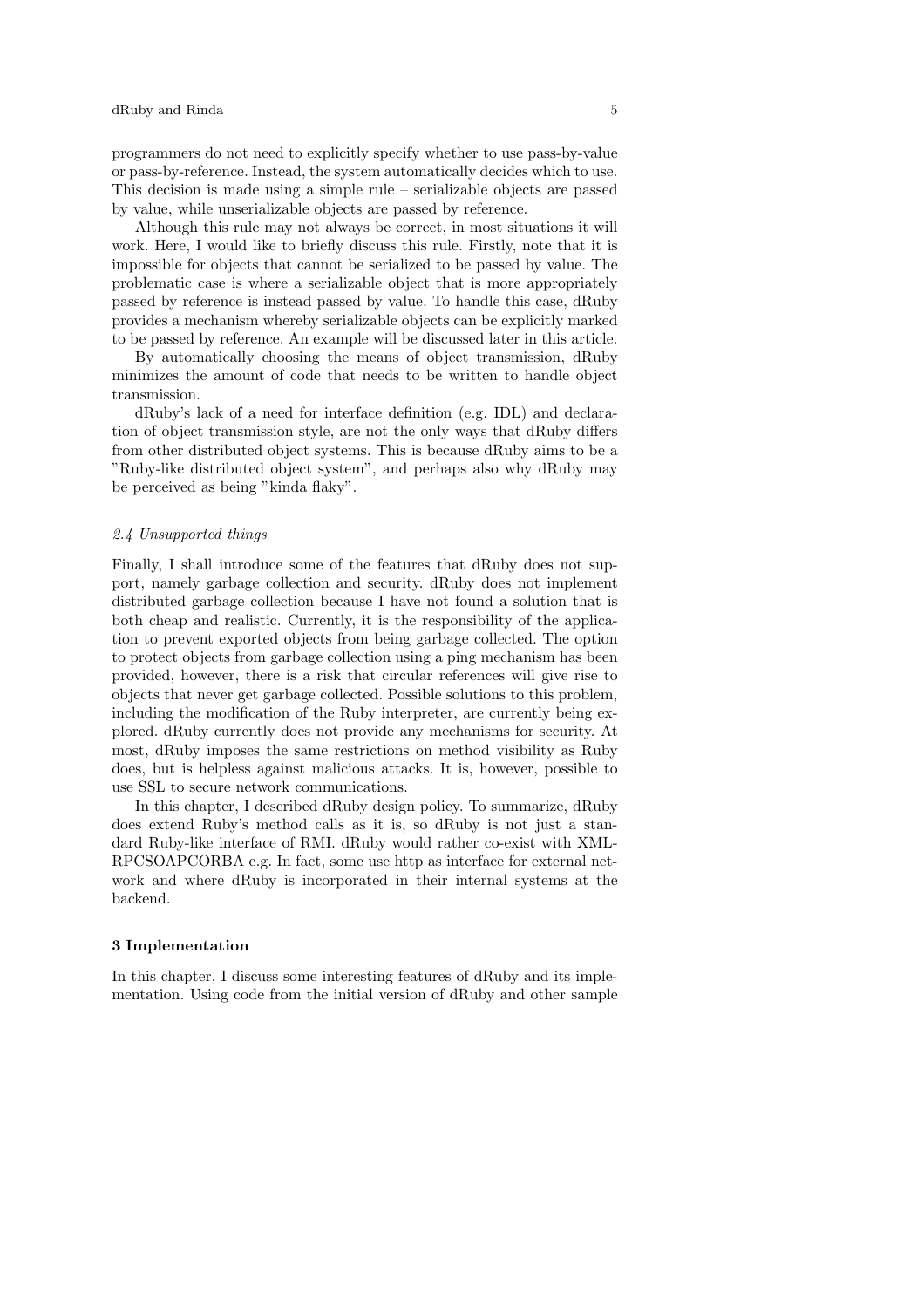programmers do not need to explicitly specify whether to use pass-by-value or pass-by-reference. Instead, the system automatically decides which to use. This decision is made using a simple rule – serializable objects are passed by value, while unserializable objects are passed by reference.

Although this rule may not always be correct, in most situations it will work. Here, I would like to briefly discuss this rule. Firstly, note that it is impossible for objects that cannot be serialized to be passed by value. The problematic case is where a serializable object that is more appropriately passed by reference is instead passed by value. To handle this case, dRuby provides a mechanism whereby serializable objects can be explicitly marked to be passed by reference. An example will be discussed later in this article.

By automatically choosing the means of object transmission, dRuby minimizes the amount of code that needs to be written to handle object transmission.

dRuby's lack of a need for interface definition (e.g. IDL) and declaration of object transmission style, are not the only ways that dRuby differs from other distributed object systems. This is because dRuby aims to be a "Ruby-like distributed object system", and perhaps also why dRuby may be perceived as being "kinda flaky".

### *2.4 Unsupported things*

Finally, I shall introduce some of the features that dRuby does not support, namely garbage collection and security. dRuby does not implement distributed garbage collection because I have not found a solution that is both cheap and realistic. Currently, it is the responsibility of the application to prevent exported objects from being garbage collected. The option to protect objects from garbage collection using a ping mechanism has been provided, however, there is a risk that circular references will give rise to objects that never get garbage collected. Possible solutions to this problem, including the modification of the Ruby interpreter, are currently being explored. dRuby currently does not provide any mechanisms for security. At most, dRuby imposes the same restrictions on method visibility as Ruby does, but is helpless against malicious attacks. It is, however, possible to use SSL to secure network communications.

In this chapter, I described dRuby design policy. To summarize, dRuby does extend Ruby's method calls as it is, so dRuby is not just a standard Ruby-like interface of RMI. dRuby would rather co-exist with XML-RPCSOAPCORBA e.g. In fact, some use http as interface for external network and where dRuby is incorporated in their internal systems at the backend.

## 3 Implementation

In this chapter, I discuss some interesting features of dRuby and its implementation. Using code from the initial version of dRuby and other sample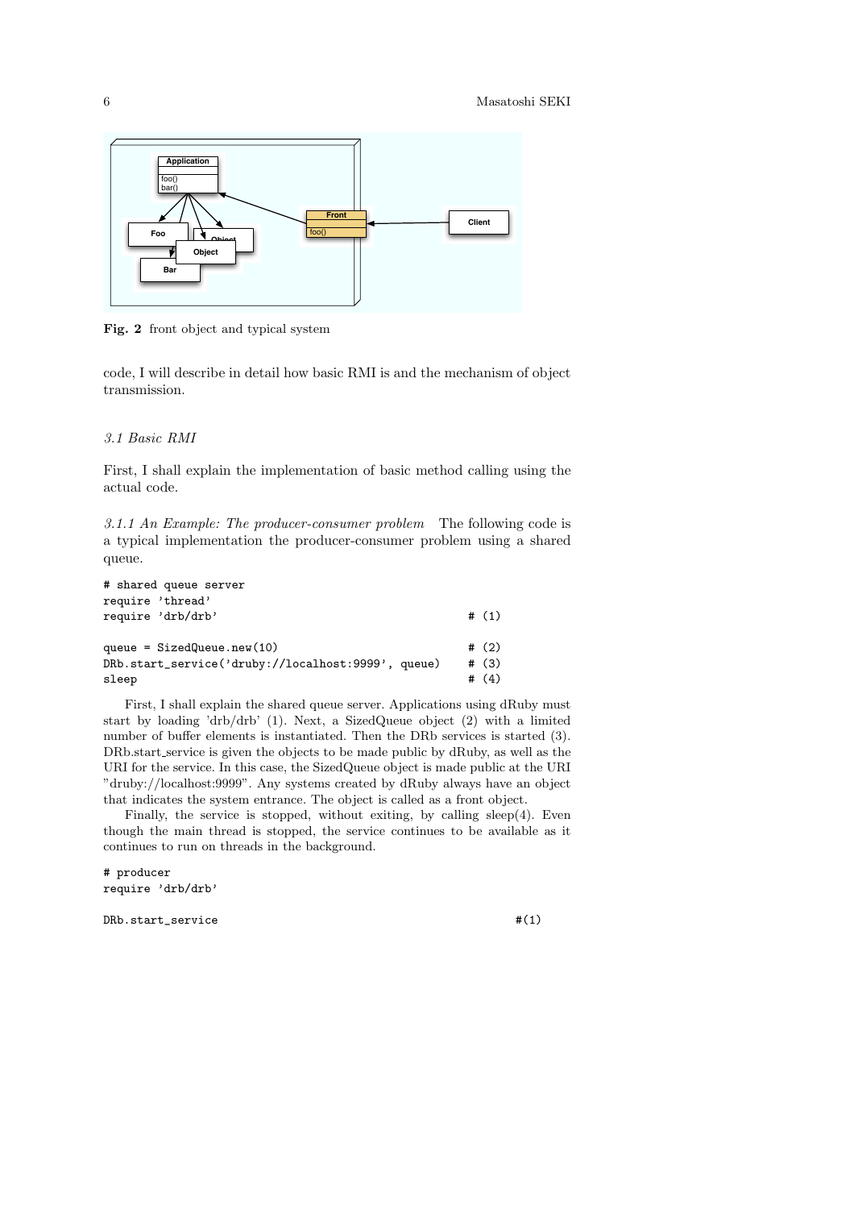Fig. 2 front object and typical system

code, I will describe in detail how basic RMI is and the mechanism of object transmission.

### *3.1 Basic RMI*

First, I shall explain the implementation of basic method calling using the actual code.

*3.1.1 An Example: The producer-consumer problem* The following code is a typical implementation the producer-consumer problem using a shared queue.

```
# shared queue server
require 'thread'
require 'drb/drb'                                       # (1)

queue = SizedQueue.new(10)                              # (2)
DRb.start_service('druby://localhost:9999', queue)      # (3)
sleep                                                   # (4)
```

First, I shall explain the shared queue server. Applications using dRuby must start by loading 'drb/drb' (1). Next, a SizedQueue object (2) with a limited number of buffer elements is instantiated. Then the DRb services is started (3). DRb.start_service is given the objects to be made public by dRuby, as well as the URI for the service. In this case, the SizedQueue object is made public at the URI "druby://localhost:9999". Any systems created by dRuby always have an object that indicates the system entrance. The object is called as a front object.

Finally, the service is stopped, without exiting, by calling sleep(4). Even though the main thread is stopped, the service continues to be available as it continues to run on threads in the background.

```
# producer
require 'drb/drb'

DRb.start_service                                           #(1)
```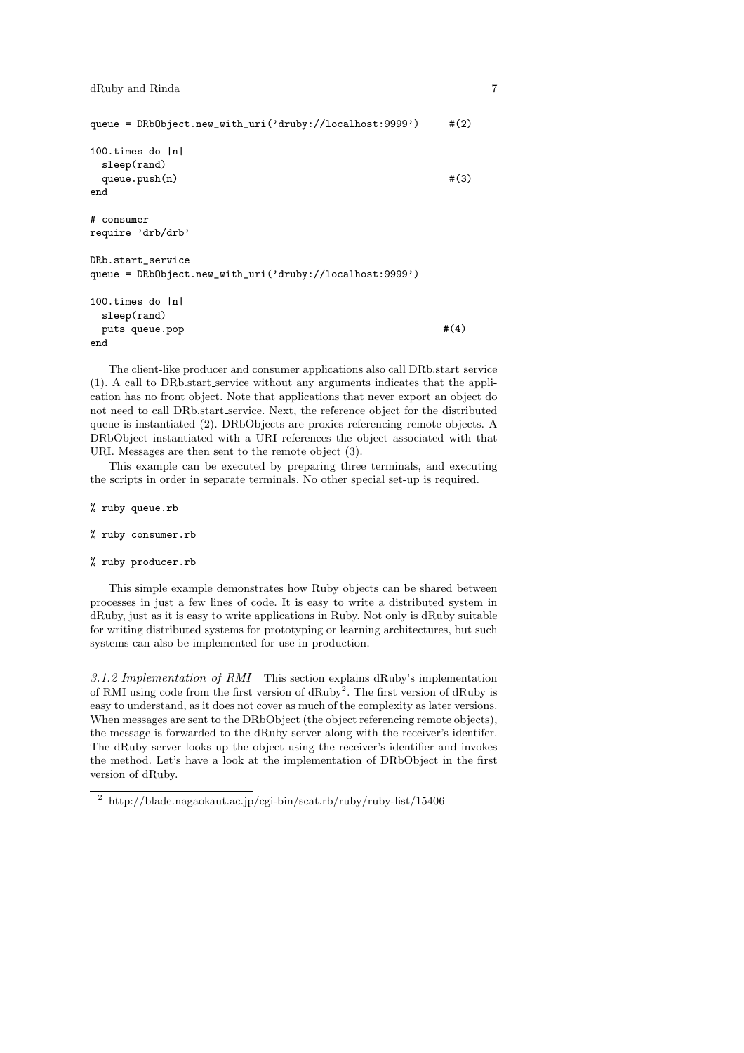```
queue = DRbObject.new_with_uri('druby://localhost:9999')      #(2)

100.times do |n|
  sleep(rand)
  queue.push(n)                                               #(3)
end

# consumer
require 'drb/drb'

DRb.start_service
queue = DRbObject.new_with_uri('druby://localhost:9999')

100.times do |n|
  sleep(rand)
  puts queue.pop                                              #(4)
end
```

The client-like producer and consumer applications also call DRb.start_service (1). A call to DRb.start_service without any arguments indicates that the application has no front object. Note that applications that never export an object do not need to call DRb.start_service. Next, the reference object for the distributed queue is instantiated (2). DRbObjects are proxies referencing remote objects. A DRbObject instantiated with a URI references the object associated with that URI. Messages are then sent to the remote object (3).

This example can be executed by preparing three terminals, and executing the scripts in order in separate terminals. No other special set-up is required.

```
% ruby queue.rb

% ruby consumer.rb

% ruby producer.rb
```

This simple example demonstrates how Ruby objects can be shared between processes in just a few lines of code. It is easy to write a distributed system in dRuby, just as it is easy to write applications in Ruby. Not only is dRuby suitable for writing distributed systems for prototyping or learning architectures, but such systems can also be implemented for use in production.

*3.1.2 Implementation of RMI* This section explains dRuby's implementation of RMI using code from the first version of dRuby[2]. The first version of dRuby is easy to understand, as it does not cover as much of the complexity as later versions. When messages are sent to the DRbObject (the object referencing remote objects), the message is forwarded to the dRuby server along with the receiver's identifer. The dRuby server looks up the object using the receiver's identifier and invokes the method. Let's have a look at the implementation of DRbObject in the first version of dRuby.

[2] http://blade.nagaokaut.ac.jp/cgi-bin/scat.rb/ruby/ruby-list/15406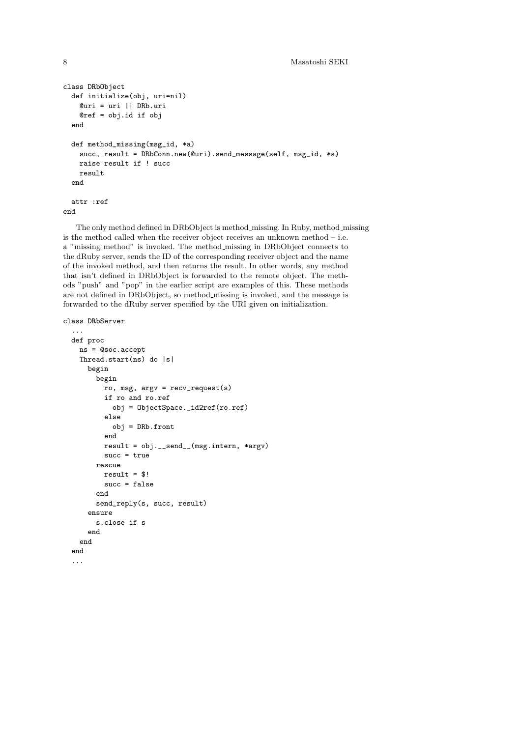```
class DRbObject
  def initialize(obj, uri=nil)
    @uri = uri || DRb.uri
    @ref = obj.id if obj
  end

  def method_missing(msg_id, *a)
    succ, result = DRbConn.new(@uri).send_message(self, msg_id, *a)
    raise result if ! succ
    result
  end

  attr :ref
end
```

The only method defined in DRbObject is method_missing. In Ruby, method_missing is the method called when the receiver object receives an unknown method – i.e. a "missing method" is invoked. The method_missing in DRbObject connects to the dRuby server, sends the ID of the corresponding receiver object and the name of the invoked method, and then returns the result. In other words, any method that isn't defined in DRbObject is forwarded to the remote object. The methods "push" and "pop" in the earlier script are examples of this. These methods are not defined in DRbObject, so method_missing is invoked, and the message is forwarded to the dRuby server specified by the URI given on initialization.

```
class DRbServer
  ...
  def proc
    ns = @soc.accept
    Thread.start(ns) do |s|
      begin
        begin
          ro, msg, argv = recv_request(s)
          if ro and ro.ref
            obj = ObjectSpace._id2ref(ro.ref)
          else
            obj = DRb.front
          end
          result = obj.__send__(msg.intern, *argv)
          succ = true
        rescue
          result = $!
          succ = false
        end
        send_reply(s, succ, result)
      ensure
        s.close if s
      end
    end
  end
  ...
```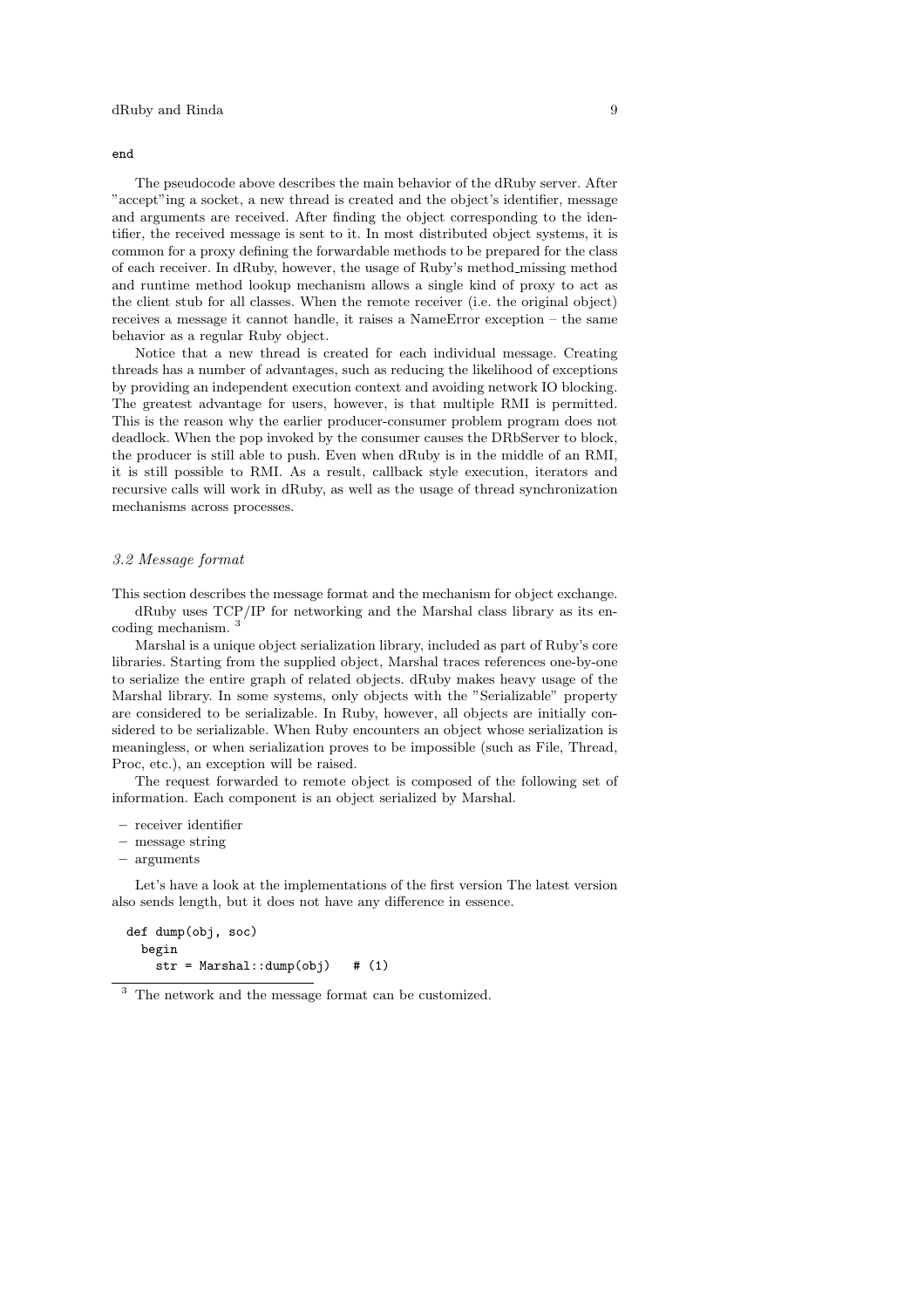```
end
```

The pseudocode above describes the main behavior of the dRuby server. After "accept"ing a socket, a new thread is created and the object's identifier, message and arguments are received. After finding the object corresponding to the identifier, the received message is sent to it. In most distributed object systems, it is common for a proxy defining the forwardable methods to be prepared for the class of each receiver. In dRuby, however, the usage of Ruby's method_missing method and runtime method lookup mechanism allows a single kind of proxy to act as the client stub for all classes. When the remote receiver (i.e. the original object) receives a message it cannot handle, it raises a NameError exception – the same behavior as a regular Ruby object.

Notice that a new thread is created for each individual message. Creating threads has a number of advantages, such as reducing the likelihood of exceptions by providing an independent execution context and avoiding network IO blocking. The greatest advantage for users, however, is that multiple RMI is permitted. This is the reason why the earlier producer-consumer problem program does not deadlock. When the pop invoked by the consumer causes the DRbServer to block, the producer is still able to push. Even when dRuby is in the middle of an RMI, it is still possible to RMI. As a result, callback style execution, iterators and recursive calls will work in dRuby, as well as the usage of thread synchronization mechanisms across processes.

### *3.2 Message format*

This section describes the message format and the mechanism for object exchange.

dRuby uses TCP/IP for networking and the Marshal class library as its encoding mechanism. [3]

Marshal is a unique object serialization library, included as part of Ruby's core libraries. Starting from the supplied object, Marshal traces references one-by-one to serialize the entire graph of related objects. dRuby makes heavy usage of the Marshal library. In some systems, only objects with the "Serializable" property are considered to be serializable. In Ruby, however, all objects are initially considered to be serializable. When Ruby encounters an object whose serialization is meaningless, or when serialization proves to be impossible (such as File, Thread, Proc, etc.), an exception will be raised.

The request forwarded to remote object is composed of the following set of information. Each component is an object serialized by Marshal.

- receiver identifier
- message string
- arguments

Let's have a look at the implementations of the first version The latest version also sends length, but it does not have any difference in essence.

```
def dump(obj, soc)
  begin
    str = Marshal::dump(obj)   # (1)
```

[3] The network and the message format can be customized.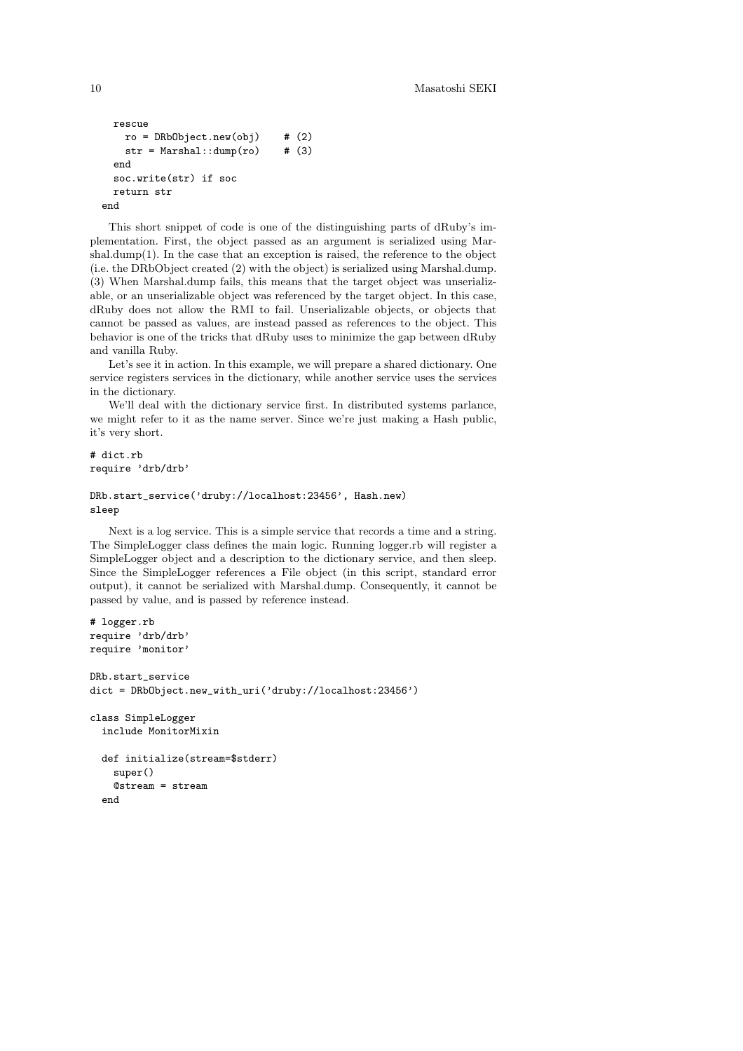```ruby
    rescue
      ro = DRbObject.new(obj)    # (2)
      str = Marshal::dump(ro)    # (3)
    end
    soc.write(str) if soc
    return str
  end
```

This short snippet of code is one of the distinguishing parts of dRuby's implementation. First, the object passed as an argument is serialized using Marshal.dump(1). In the case that an exception is raised, the reference to the object (i.e. the DRbObject created (2) with the object) is serialized using Marshal.dump. (3) When Marshal.dump fails, this means that the target object was unserializable, or an unserializable object was referenced by the target object. In this case, dRuby does not allow the RMI to fail. Unserializable objects, or objects that cannot be passed as values, are instead passed as references to the object. This behavior is one of the tricks that dRuby uses to minimize the gap between dRuby and vanilla Ruby.

Let's see it in action. In this example, we will prepare a shared dictionary. One service registers services in the dictionary, while another service uses the services in the dictionary.

We'll deal with the dictionary service first. In distributed systems parlance, we might refer to it as the name server. Since we're just making a Hash public, it's very short.

```ruby
# dict.rb
require 'drb/drb'

DRb.start_service('druby://localhost:23456', Hash.new)
sleep
```

Next is a log service. This is a simple service that records a time and a string. The SimpleLogger class defines the main logic. Running logger.rb will register a SimpleLogger object and a description to the dictionary service, and then sleep. Since the SimpleLogger references a File object (in this script, standard error output), it cannot be serialized with Marshal.dump. Consequently, it cannot be passed by value, and is passed by reference instead.

```ruby
# logger.rb
require 'drb/drb'
require 'monitor'

DRb.start_service
dict = DRbObject.new_with_uri('druby://localhost:23456')

class SimpleLogger
  include MonitorMixin

  def initialize(stream=$stderr)
    super()
    @stream = stream
  end
```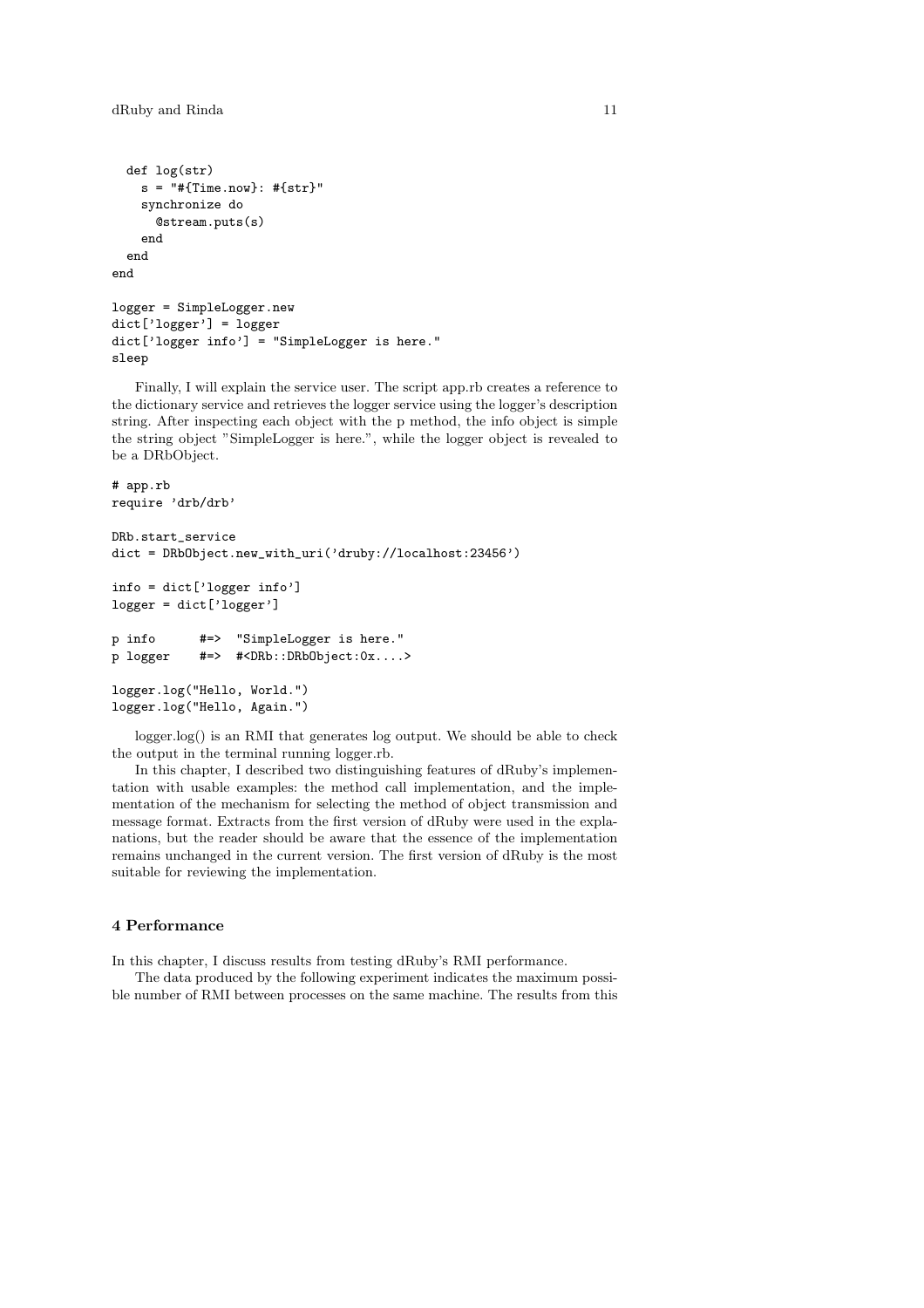```
  def log(str)
    s = "#{Time.now}: #{str}"
    synchronize do
      @stream.puts(s)
    end
  end
end

logger = SimpleLogger.new
dict['logger'] = logger
dict['logger info'] = "SimpleLogger is here."
sleep
```

Finally, I will explain the service user. The script app.rb creates a reference to the dictionary service and retrieves the logger service using the logger's description string. After inspecting each object with the p method, the info object is simple the string object "SimpleLogger is here.", while the logger object is revealed to be a DRbObject.

```
# app.rb
require 'drb/drb'

DRb.start_service
dict = DRbObject.new_with_uri('druby://localhost:23456')

info = dict['logger info']
logger = dict['logger']

p info      #=>  "SimpleLogger is here."
p logger    #=>  #<DRb::DRbObject:0x....>

logger.log("Hello, World.")
logger.log("Hello, Again.")
```

logger.log() is an RMI that generates log output. We should be able to check the output in the terminal running logger.rb.

In this chapter, I described two distinguishing features of dRuby's implementation with usable examples: the method call implementation, and the implementation of the mechanism for selecting the method of object transmission and message format. Extracts from the first version of dRuby were used in the explanations, but the reader should be aware that the essence of the implementation remains unchanged in the current version. The first version of dRuby is the most suitable for reviewing the implementation.

## 4 Performance

In this chapter, I discuss results from testing dRuby's RMI performance.

The data produced by the following experiment indicates the maximum possible number of RMI between processes on the same machine. The results from this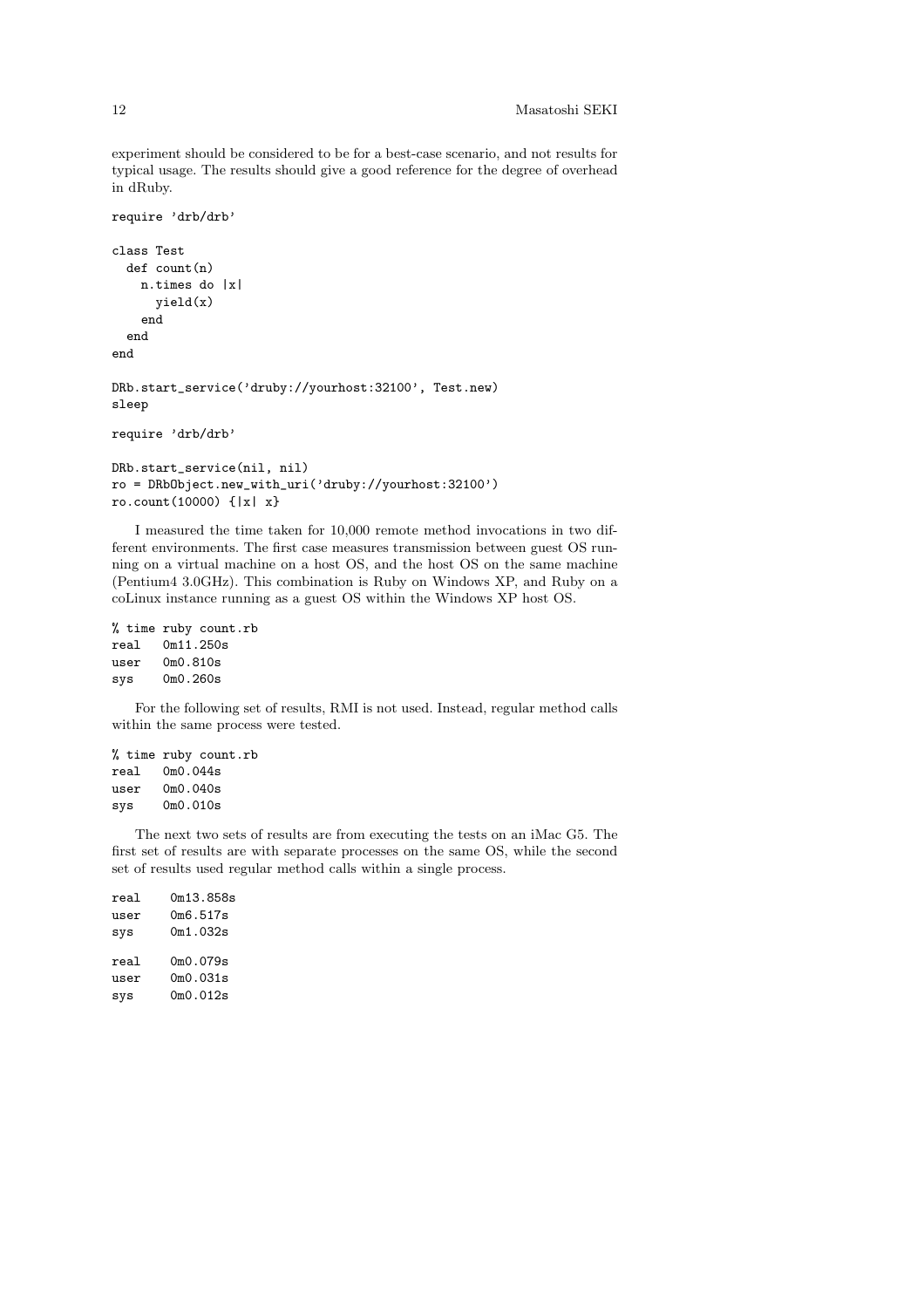experiment should be considered to be for a best-case scenario, and not results for typical usage. The results should give a good reference for the degree of overhead in dRuby.

```
require 'drb/drb'

class Test
  def count(n)
    n.times do |x|
      yield(x)
    end
  end
end

DRb.start_service('druby://yourhost:32100', Test.new)
sleep
```

```
require 'drb/drb'

DRb.start_service(nil, nil)
ro = DRbObject.new_with_uri('druby://yourhost:32100')
ro.count(10000) {|x| x}
```

I measured the time taken for 10,000 remote method invocations in two different environments. The first case measures transmission between guest OS running on a virtual machine on a host OS, and the host OS on the same machine (Pentium4 3.0GHz). This combination is Ruby on Windows XP, and Ruby on a coLinux instance running as a guest OS within the Windows XP host OS.

```
% time ruby count.rb
real    0m11.250s
user    0m0.810s
sys     0m0.260s
```

For the following set of results, RMI is not used. Instead, regular method calls within the same process were tested.

```
% time ruby count.rb
real    0m0.044s
user    0m0.040s
sys     0m0.010s
```

The next two sets of results are from executing the tests on an iMac G5. The first set of results are with separate processes on the same OS, while the second set of results used regular method calls within a single process.

```
real     0m13.858s
user     0m6.517s
sys      0m1.032s

real     0m0.079s
user     0m0.031s
sys      0m0.012s
```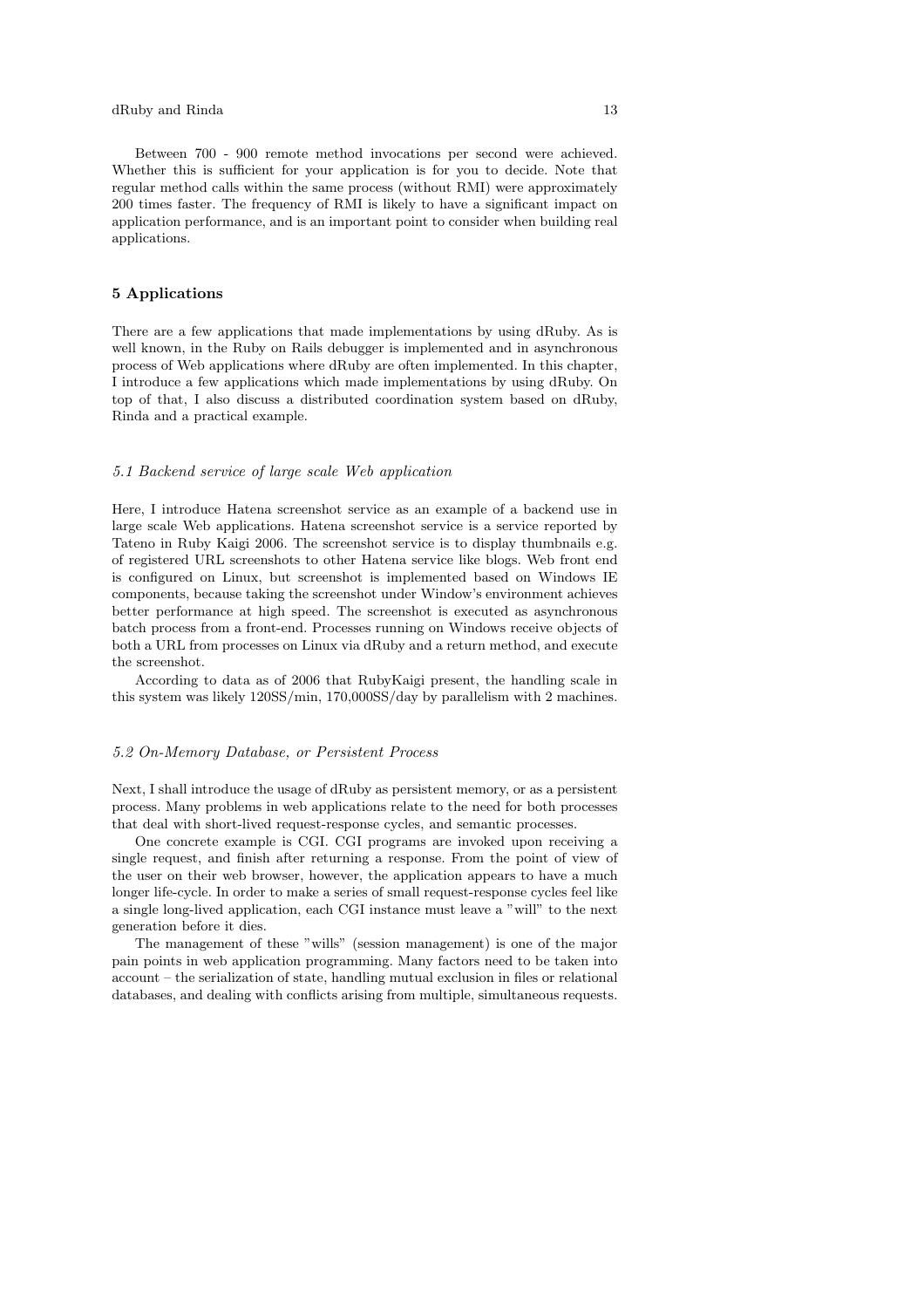Between 700 - 900 remote method invocations per second were achieved. Whether this is sufficient for your application is for you to decide. Note that regular method calls within the same process (without RMI) were approximately 200 times faster. The frequency of RMI is likely to have a significant impact on application performance, and is an important point to consider when building real applications.

## 5 Applications

There are a few applications that made implementations by using dRuby. As is well known, in the Ruby on Rails debugger is implemented and in asynchronous process of Web applications where dRuby are often implemented. In this chapter, I introduce a few applications which made implementations by using dRuby. On top of that, I also discuss a distributed coordination system based on dRuby, Rinda and a practical example.

### *5.1 Backend service of large scale Web application*

Here, I introduce Hatena screenshot service as an example of a backend use in large scale Web applications. Hatena screenshot service is a service reported by Tateno in Ruby Kaigi 2006. The screenshot service is to display thumbnails e.g. of registered URL screenshots to other Hatena service like blogs. Web front end is configured on Linux, but screenshot is implemented based on Windows IE components, because taking the screenshot under Window's environment achieves better performance at high speed. The screenshot is executed as asynchronous batch process from a front-end. Processes running on Windows receive objects of both a URL from processes on Linux via dRuby and a return method, and execute the screenshot.

According to data as of 2006 that RubyKaigi present, the handling scale in this system was likely 120SS/min, 170,000SS/day by parallelism with 2 machines.

### *5.2 On-Memory Database, or Persistent Process*

Next, I shall introduce the usage of dRuby as persistent memory, or as a persistent process. Many problems in web applications relate to the need for both processes that deal with short-lived request-response cycles, and semantic processes.

One concrete example is CGI. CGI programs are invoked upon receiving a single request, and finish after returning a response. From the point of view of the user on their web browser, however, the application appears to have a much longer life-cycle. In order to make a series of small request-response cycles feel like a single long-lived application, each CGI instance must leave a "will" to the next generation before it dies.

The management of these "wills" (session management) is one of the major pain points in web application programming. Many factors need to be taken into account – the serialization of state, handling mutual exclusion in files or relational databases, and dealing with conflicts arising from multiple, simultaneous requests.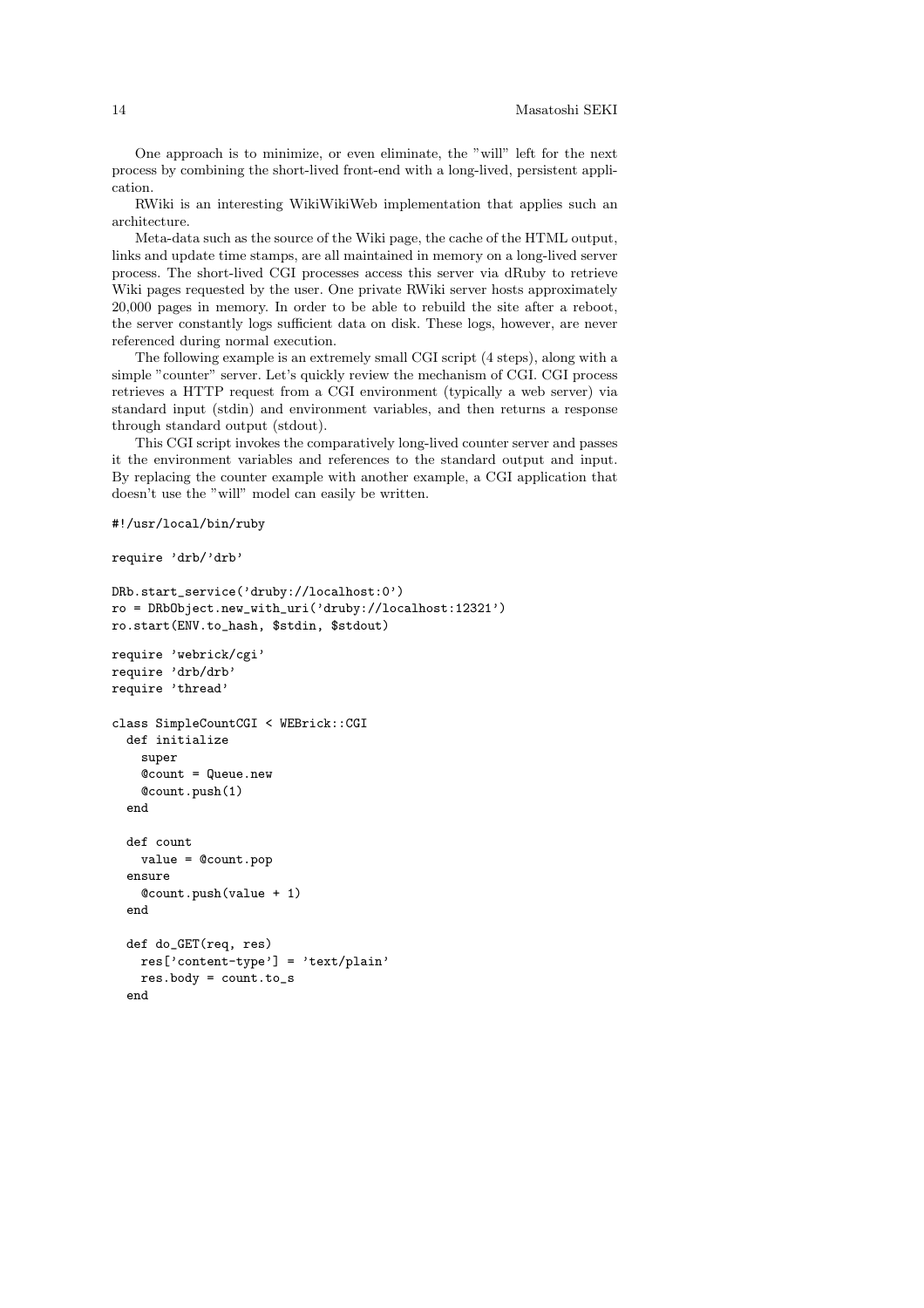One approach is to minimize, or even eliminate, the "will" left for the next process by combining the short-lived front-end with a long-lived, persistent application.

RWiki is an interesting WikiWikiWeb implementation that applies such an architecture.

Meta-data such as the source of the Wiki page, the cache of the HTML output, links and update time stamps, are all maintained in memory on a long-lived server process. The short-lived CGI processes access this server via dRuby to retrieve Wiki pages requested by the user. One private RWiki server hosts approximately 20,000 pages in memory. In order to be able to rebuild the site after a reboot, the server constantly logs sufficient data on disk. These logs, however, are never referenced during normal execution.

The following example is an extremely small CGI script (4 steps), along with a simple "counter" server. Let's quickly review the mechanism of CGI. CGI process retrieves a HTTP request from a CGI environment (typically a web server) via standard input (stdin) and environment variables, and then returns a response through standard output (stdout).

This CGI script invokes the comparatively long-lived counter server and passes it the environment variables and references to the standard output and input. By replacing the counter example with another example, a CGI application that doesn't use the "will" model can easily be written.

```
#!/usr/local/bin/ruby

require 'drb/'drb'

DRb.start_service('druby://localhost:0')
ro = DRbObject.new_with_uri('druby://localhost:12321')
ro.start(ENV.to_hash, $stdin, $stdout)
```

```
require 'webrick/cgi'
require 'drb/drb'
require 'thread'

class SimpleCountCGI < WEBrick::CGI
  def initialize
    super
    @count = Queue.new
    @count.push(1)
  end

  def count
    value = @count.pop
  ensure
    @count.push(value + 1)
  end

  def do_GET(req, res)
    res['content-type'] = 'text/plain'
    res.body = count.to_s
  end
```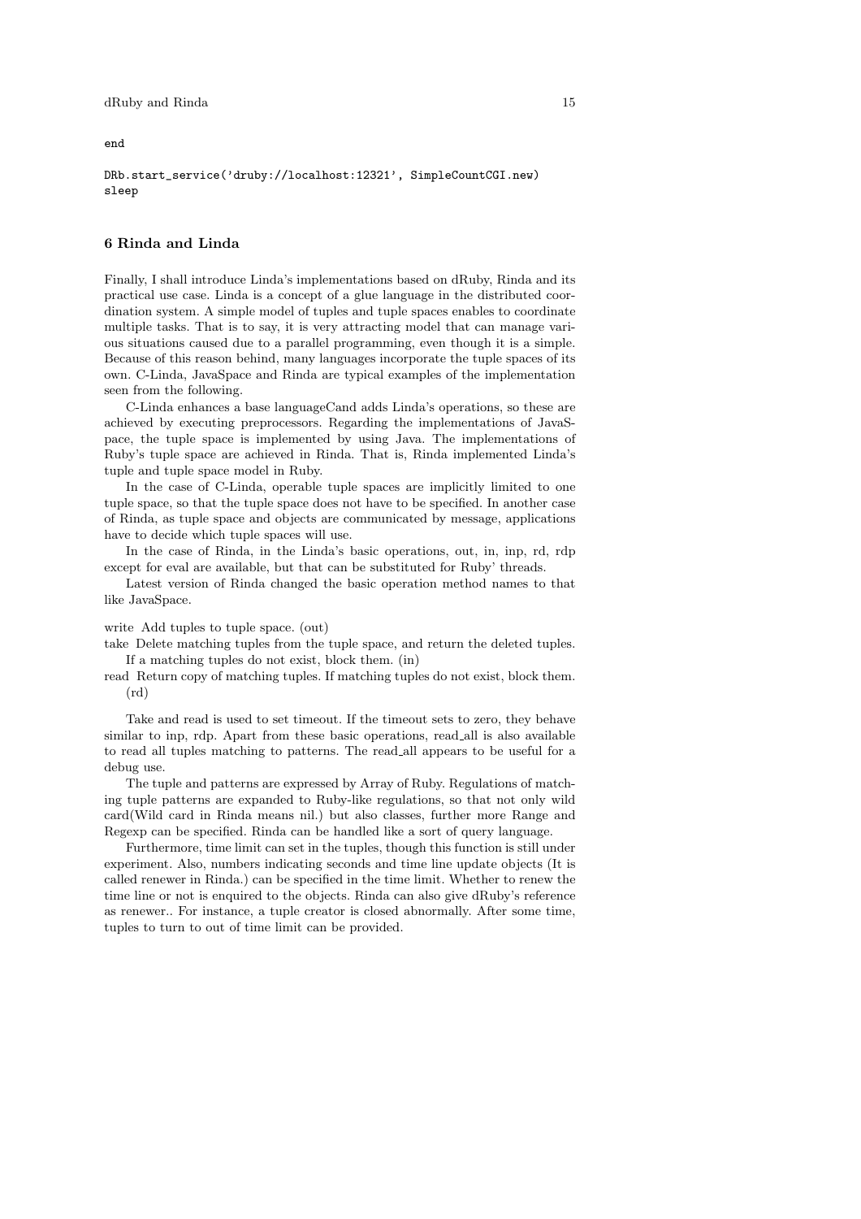```
end

DRb.start_service('druby://localhost:12321', SimpleCountCGI.new)
sleep
```

## 6 Rinda and Linda

Finally, I shall introduce Linda's implementations based on dRuby, Rinda and its practical use case. Linda is a concept of a glue language in the distributed coordination system. A simple model of tuples and tuple spaces enables to coordinate multiple tasks. That is to say, it is very attracting model that can manage various situations caused due to a parallel programming, even though it is a simple. Because of this reason behind, many languages incorporate the tuple spaces of its own. C-Linda, JavaSpace and Rinda are typical examples of the implementation seen from the following.

C-Linda enhances a base languageCand adds Linda's operations, so these are achieved by executing preprocessors. Regarding the implementations of JavaSpace, the tuple space is implemented by using Java. The implementations of Ruby's tuple space are achieved in Rinda. That is, Rinda implemented Linda's tuple and tuple space model in Ruby.

In the case of C-Linda, operable tuple spaces are implicitly limited to one tuple space, so that the tuple space does not have to be specified. In another case of Rinda, as tuple space and objects are communicated by message, applications have to decide which tuple spaces will use.

In the case of Rinda, in the Linda's basic operations, out, in, inp, rd, rdp except for eval are available, but that can be substituted for Ruby' threads.

Latest version of Rinda changed the basic operation method names to that like JavaSpace.

write Add tuples to tuple space. (out)

take Delete matching tuples from the tuple space, and return the deleted tuples. If a matching tuples do not exist, block them. (in)

read Return copy of matching tuples. If matching tuples do not exist, block them. (rd)

Take and read is used to set timeout. If the timeout sets to zero, they behave similar to inp, rdp. Apart from these basic operations, read_all is also available to read all tuples matching to patterns. The read_all appears to be useful for a debug use.

The tuple and patterns are expressed by Array of Ruby. Regulations of matching tuple patterns are expanded to Ruby-like regulations, so that not only wild card(Wild card in Rinda means nil.) but also classes, further more Range and Regexp can be specified. Rinda can be handled like a sort of query language.

Furthermore, time limit can set in the tuples, though this function is still under experiment. Also, numbers indicating seconds and time line update objects (It is called renewer in Rinda.) can be specified in the time limit. Whether to renew the time line or not is enquired to the objects. Rinda can also give dRuby's reference as renewer.. For instance, a tuple creator is closed abnormally. After some time, tuples to turn to out of time limit can be provided.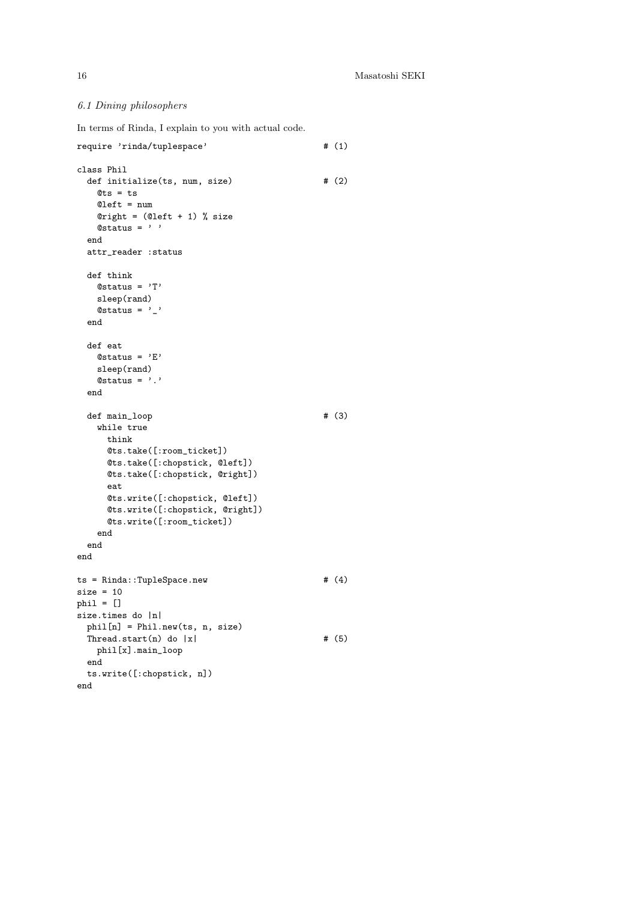### *6.1 Dining philosophers*

In terms of Rinda, I explain to you with actual code.

```
require 'rinda/tuplespace'                      # (1)

class Phil
  def initialize(ts, num, size)                 # (2)
    @ts = ts
    @left = num
    @right = (@left + 1) % size
    @status = ' '
  end
  attr_reader :status

  def think
    @status = 'T'
    sleep(rand)
    @status = '_'
  end

  def eat
    @status = 'E'
    sleep(rand)
    @status = '.'
  end

  def main_loop                                 # (3)
    while true
      think
      @ts.take([:room_ticket])
      @ts.take([:chopstick, @left])
      @ts.take([:chopstick, @right])
      eat
      @ts.write([:chopstick, @left])
      @ts.write([:chopstick, @right])
      @ts.write([:room_ticket])
    end
  end
end

ts = Rinda::TupleSpace.new                      # (4)
size = 10
phil = []
size.times do |n|
  phil[n] = Phil.new(ts, n, size)
  Thread.start(n) do |x|                        # (5)
    phil[x].main_loop
  end
  ts.write([:chopstick, n])
end
```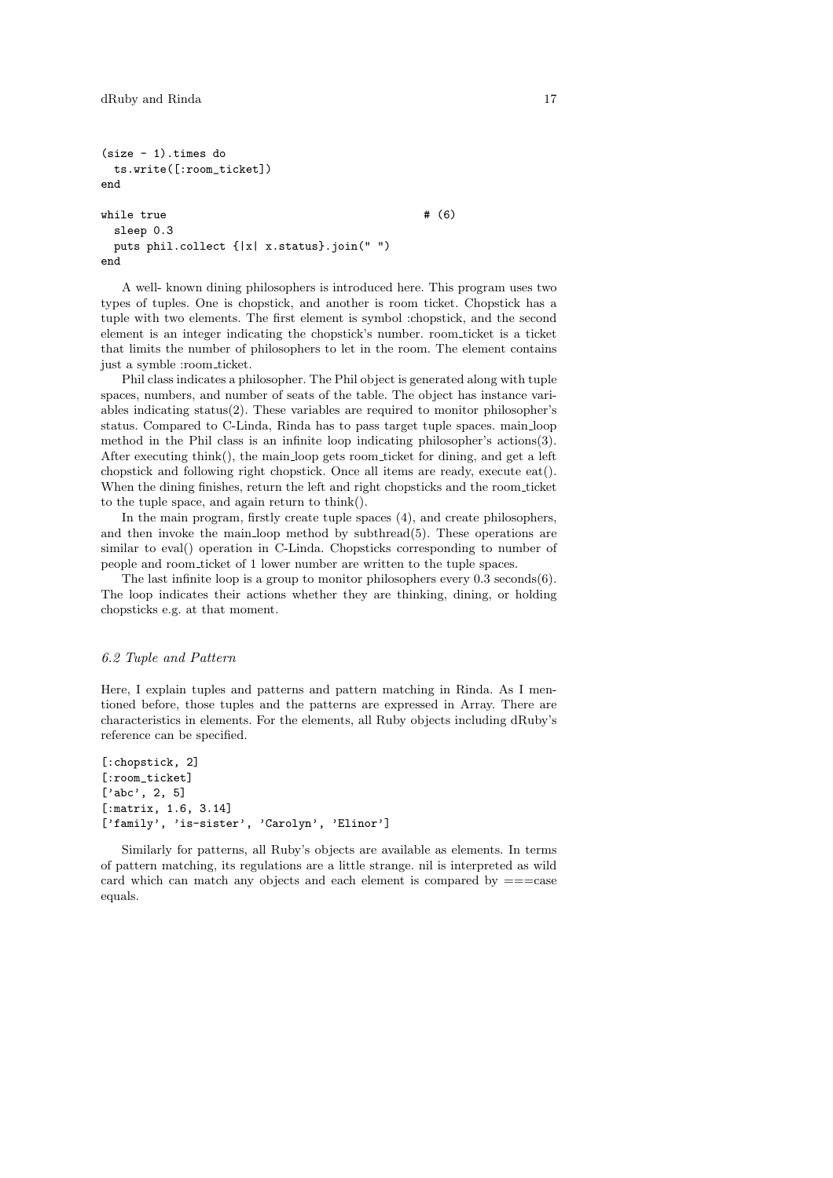```
(size - 1).times do
  ts.write([:room_ticket])
end

while true                                        # (6)
  sleep 0.3
  puts phil.collect {|x| x.status}.join(" ")
end
```

A well- known dining philosophers is introduced here. This program uses two types of tuples. One is chopstick, and another is room ticket. Chopstick has a tuple with two elements. The first element is symbol :chopstick, and the second element is an integer indicating the chopstick's number. room_ticket is a ticket that limits the number of philosophers to let in the room. The element contains just a symble :room_ticket.

Phil class indicates a philosopher. The Phil object is generated along with tuple spaces, numbers, and number of seats of the table. The object has instance variables indicating status(2). These variables are required to monitor philosopher's status. Compared to C-Linda, Rinda has to pass target tuple spaces. main_loop method in the Phil class is an infinite loop indicating philosopher's actions(3). After executing think(), the main_loop gets room_ticket for dining, and get a left chopstick and following right chopstick. Once all items are ready, execute eat(). When the dining finishes, return the left and right chopsticks and the room_ticket to the tuple space, and again return to think().

In the main program, firstly create tuple spaces (4), and create philosophers, and then invoke the main_loop method by subthread(5). These operations are similar to eval() operation in C-Linda. Chopsticks corresponding to number of people and room_ticket of 1 lower number are written to the tuple spaces.

The last infinite loop is a group to monitor philosophers every 0.3 seconds(6). The loop indicates their actions whether they are thinking, dining, or holding chopsticks e.g. at that moment.

### *6.2 Tuple and Pattern*

Here, I explain tuples and patterns and pattern matching in Rinda. As I mentioned before, those tuples and the patterns are expressed in Array. There are characteristics in elements. For the elements, all Ruby objects including dRuby's reference can be specified.

```
[:chopstick, 2]
[:room_ticket]
['abc', 2, 5]
[:matrix, 1.6, 3.14]
['family', 'is-sister', 'Carolyn', 'Elinor']
```

Similarly for patterns, all Ruby's objects are available as elements. In terms of pattern matching, its regulations are a little strange. nil is interpreted as wild card which can match any objects and each element is compared by ===case equals.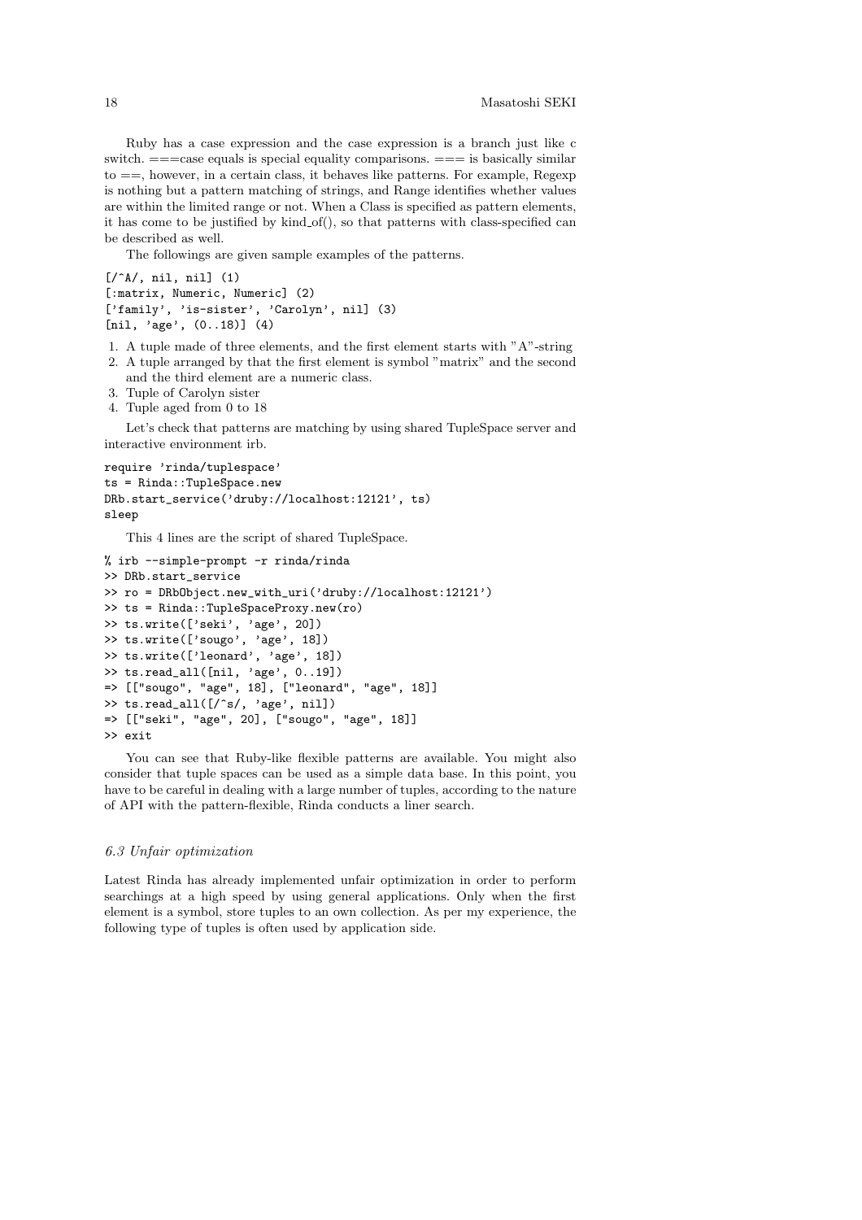Ruby has a case expression and the case expression is a branch just like c switch. ===case equals is special equality comparisons. === is basically similar to ==, however, in a certain class, it behaves like patterns. For example, Regexp is nothing but a pattern matching of strings, and Range identifies whether values are within the limited range or not. When a Class is specified as pattern elements, it has come to be justified by kind_of(), so that patterns with class-specified can be described as well.

The followings are given sample examples of the patterns.

```
[/^A/, nil, nil] (1)
[:matrix, Numeric, Numeric] (2)
['family', 'is-sister', 'Carolyn', nil] (3)
[nil, 'age', (0..18)] (4)
```

1. A tuple made of three elements, and the first element starts with "A"-string
2. A tuple arranged by that the first element is symbol "matrix" and the second and the third element are a numeric class.
3. Tuple of Carolyn sister
4. Tuple aged from 0 to 18

Let's check that patterns are matching by using shared TupleSpace server and interactive environment irb.

```
require 'rinda/tuplespace'
ts = Rinda::TupleSpace.new
DRb.start_service('druby://localhost:12121', ts)
sleep
```

This 4 lines are the script of shared TupleSpace.

```
% irb --simple-prompt -r rinda/rinda
>> DRb.start_service
>> ro = DRbObject.new_with_uri('druby://localhost:12121')
>> ts = Rinda::TupleSpaceProxy.new(ro)
>> ts.write(['seki', 'age', 20])
>> ts.write(['sougo', 'age', 18])
>> ts.write(['leonard', 'age', 18])
>> ts.read_all([nil, 'age', 0..19])
=> [["sougo", "age", 18], ["leonard", "age", 18]]
>> ts.read_all([/^s/, 'age', nil])
=> [["seki", "age", 20], ["sougo", "age", 18]]
>> exit
```

You can see that Ruby-like flexible patterns are available. You might also consider that tuple spaces can be used as a simple data base. In this point, you have to be careful in dealing with a large number of tuples, according to the nature of API with the pattern-flexible, Rinda conducts a liner search.

### *6.3 Unfair optimization*

Latest Rinda has already implemented unfair optimization in order to perform searchings at a high speed by using general applications. Only when the first element is a symbol, store tuples to an own collection. As per my experience, the following type of tuples is often used by application side.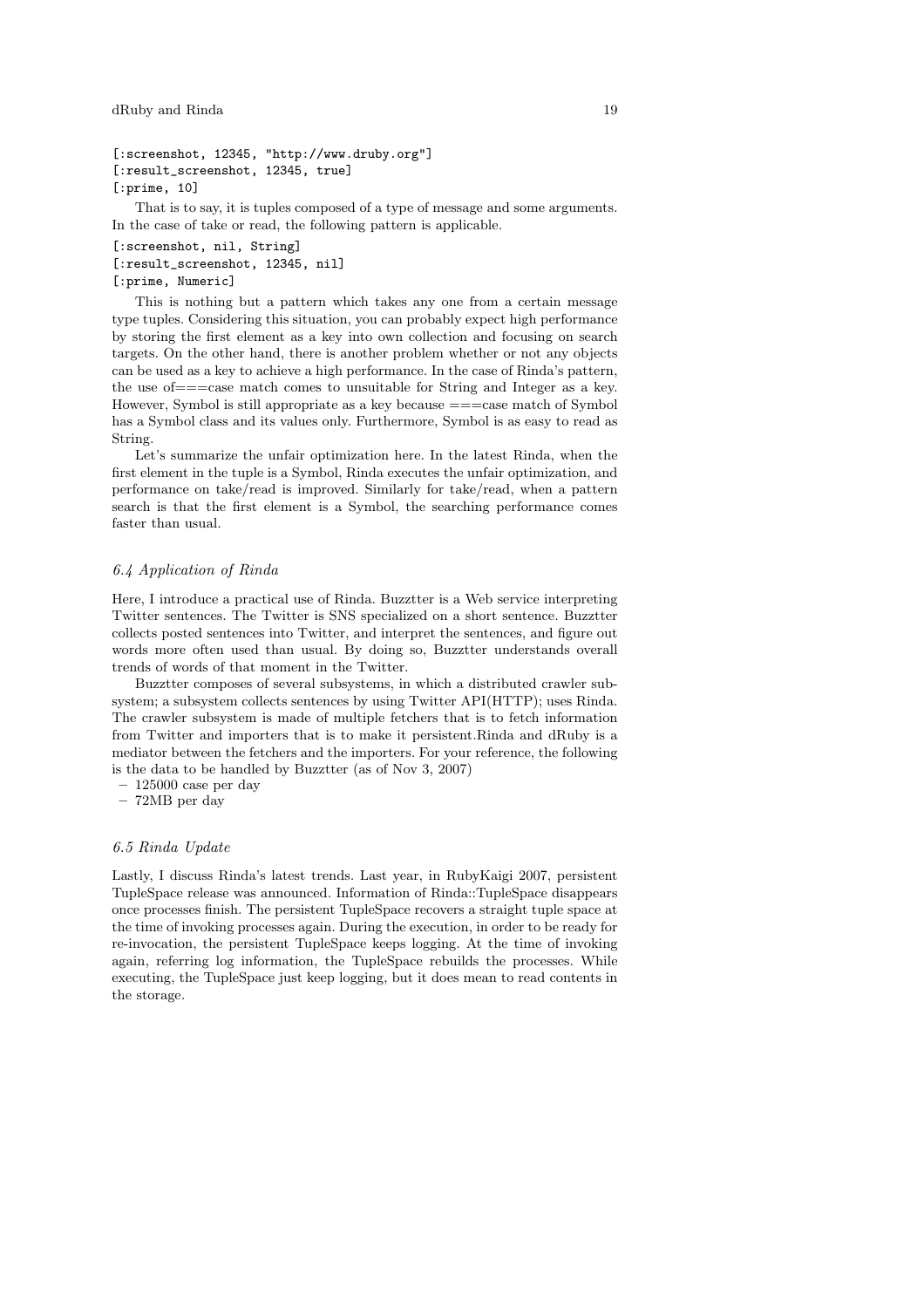```
[:screenshot, 12345, "http://www.druby.org"]
[:result_screenshot, 12345, true]
[:prime, 10]
```

That is to say, it is tuples composed of a type of message and some arguments. In the case of take or read, the following pattern is applicable.

```
[:screenshot, nil, String]
[:result_screenshot, 12345, nil]
[:prime, Numeric]
```

This is nothing but a pattern which takes any one from a certain message type tuples. Considering this situation, you can probably expect high performance by storing the first element as a key into own collection and focusing on search targets. On the other hand, there is another problem whether or not any objects can be used as a key to achieve a high performance. In the case of Rinda's pattern, the use of===case match comes to unsuitable for String and Integer as a key. However, Symbol is still appropriate as a key because ===case match of Symbol has a Symbol class and its values only. Furthermore, Symbol is as easy to read as String.

Let's summarize the unfair optimization here. In the latest Rinda, when the first element in the tuple is a Symbol, Rinda executes the unfair optimization, and performance on take/read is improved. Similarly for take/read, when a pattern search is that the first element is a Symbol, the searching performance comes faster than usual.

### *6.4 Application of Rinda*

Here, I introduce a practical use of Rinda. Buzztter is a Web service interpreting Twitter sentences. The Twitter is SNS specialized on a short sentence. Buzztter collects posted sentences into Twitter, and interpret the sentences, and figure out words more often used than usual. By doing so, Buzztter understands overall trends of words of that moment in the Twitter.

Buzztter composes of several subsystems, in which a distributed crawler subsystem; a subsystem collects sentences by using Twitter API(HTTP); uses Rinda. The crawler subsystem is made of multiple fetchers that is to fetch information from Twitter and importers that is to make it persistent.Rinda and dRuby is a mediator between the fetchers and the importers. For your reference, the following is the data to be handled by Buzztter (as of Nov 3, 2007)

- 125000 case per day
- 72MB per day

### *6.5 Rinda Update*

Lastly, I discuss Rinda's latest trends. Last year, in RubyKaigi 2007, persistent TupleSpace release was announced. Information of Rinda::TupleSpace disappears once processes finish. The persistent TupleSpace recovers a straight tuple space at the time of invoking processes again. During the execution, in order to be ready for re-invocation, the persistent TupleSpace keeps logging. At the time of invoking again, referring log information, the TupleSpace rebuilds the processes. While executing, the TupleSpace just keep logging, but it does mean to read contents in the storage.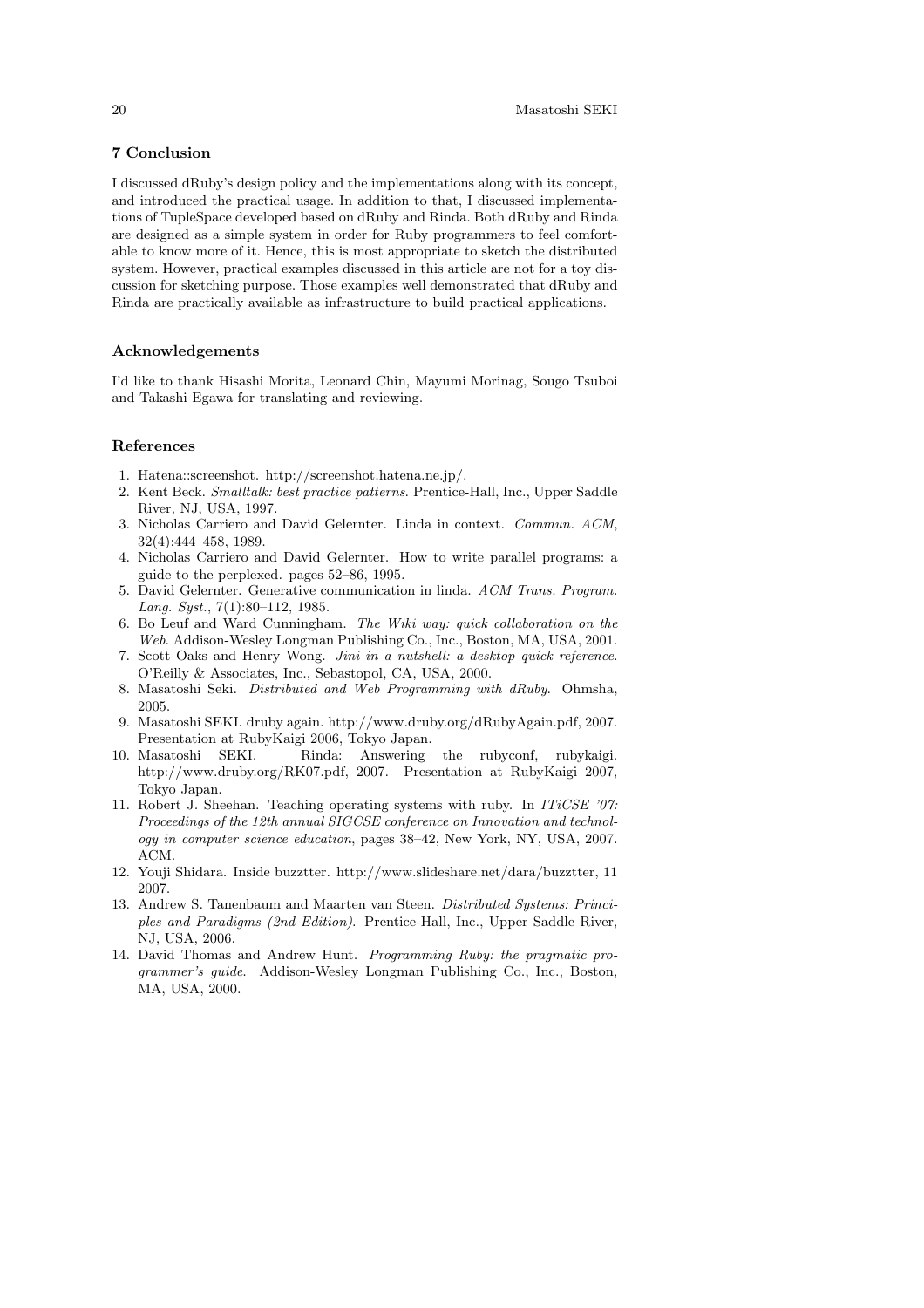## 7 Conclusion

I discussed dRuby's design policy and the implementations along with its concept, and introduced the practical usage. In addition to that, I discussed implementations of TupleSpace developed based on dRuby and Rinda. Both dRuby and Rinda are designed as a simple system in order for Ruby programmers to feel comfortable to know more of it. Hence, this is most appropriate to sketch the distributed system. However, practical examples discussed in this article are not for a toy discussion for sketching purpose. Those examples well demonstrated that dRuby and Rinda are practically available as infrastructure to build practical applications.

### Acknowledgements

I'd like to thank Hisashi Morita, Leonard Chin, Mayumi Morinag, Sougo Tsuboi and Takashi Egawa for translating and reviewing.

### References

1. Hatena::screenshot. http://screenshot.hatena.ne.jp/.
2. Kent Beck. *Smalltalk: best practice patterns*. Prentice-Hall, Inc., Upper Saddle River, NJ, USA, 1997.
3. Nicholas Carriero and David Gelernter. Linda in context. *Commun. ACM*, 32(4):444–458, 1989.
4. Nicholas Carriero and David Gelernter. How to write parallel programs: a guide to the perplexed. pages 52–86, 1995.
5. David Gelernter. Generative communication in linda. *ACM Trans. Program. Lang. Syst.*, 7(1):80–112, 1985.
6. Bo Leuf and Ward Cunningham. *The Wiki way: quick collaboration on the Web*. Addison-Wesley Longman Publishing Co., Inc., Boston, MA, USA, 2001.
7. Scott Oaks and Henry Wong. *Jini in a nutshell: a desktop quick reference*. O'Reilly & Associates, Inc., Sebastopol, CA, USA, 2000.
8. Masatoshi Seki. *Distributed and Web Programming with dRuby*. Ohmsha, 2005.
9. Masatoshi SEKI. druby again. http://www.druby.org/dRubyAgain.pdf, 2007. Presentation at RubyKaigi 2006, Tokyo Japan.
10. Masatoshi SEKI. Rinda: Answering the rubyconf, rubykaigi. http://www.druby.org/RK07.pdf, 2007. Presentation at RubyKaigi 2007, Tokyo Japan.
11. Robert J. Sheehan. Teaching operating systems with ruby. In *ITiCSE '07: Proceedings of the 12th annual SIGCSE conference on Innovation and technology in computer science education*, pages 38–42, New York, NY, USA, 2007. ACM.
12. Youji Shidara. Inside buzztter. http://www.slideshare.net/dara/buzztter, 11 2007.
13. Andrew S. Tanenbaum and Maarten van Steen. *Distributed Systems: Principles and Paradigms (2nd Edition)*. Prentice-Hall, Inc., Upper Saddle River, NJ, USA, 2006.
14. David Thomas and Andrew Hunt. *Programming Ruby: the pragmatic programmer's guide*. Addison-Wesley Longman Publishing Co., Inc., Boston, MA, USA, 2000.